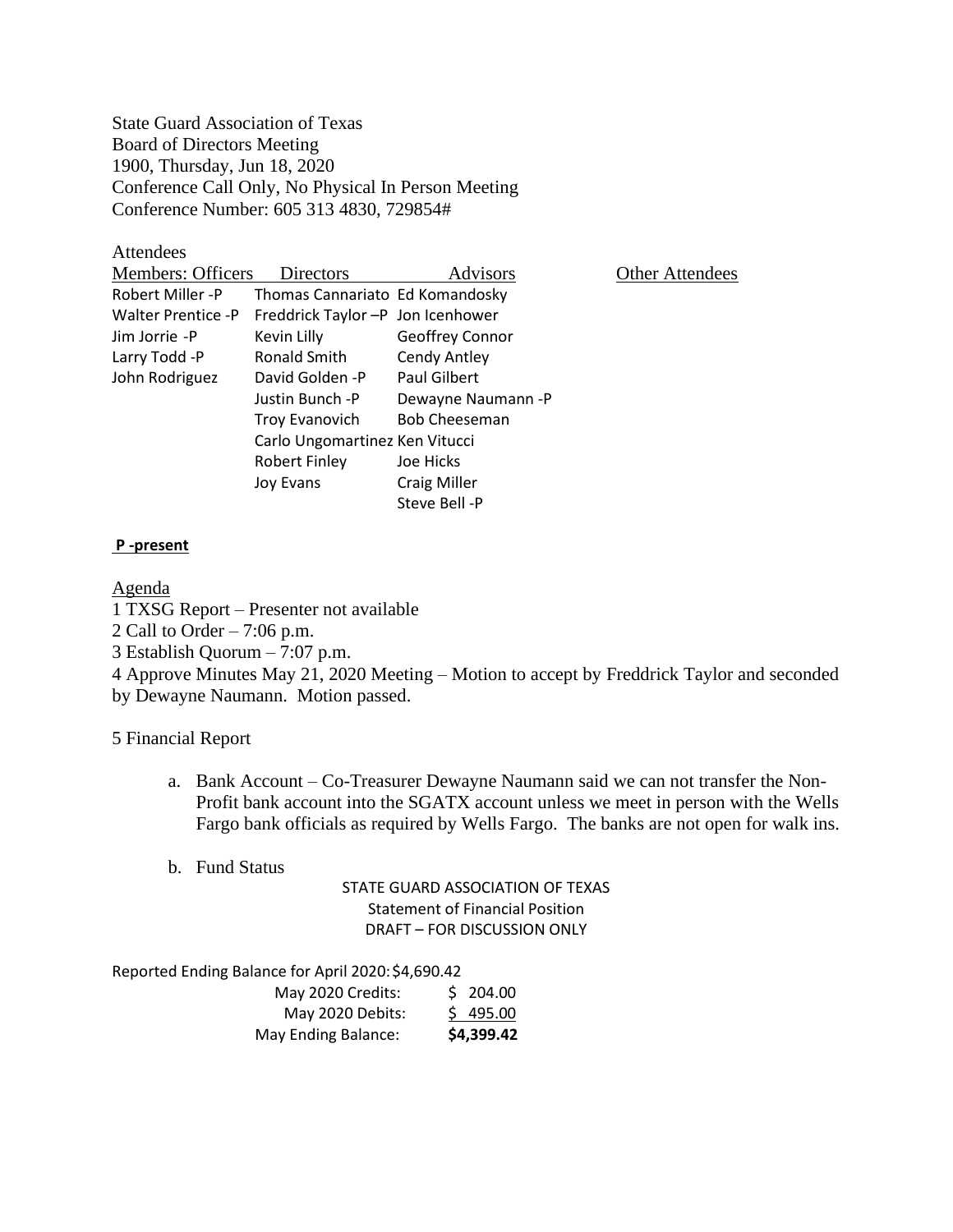State Guard Association of Texas
Board of Directors Meeting
1900, Thursday, Jun 18, 2020
Conference Call Only, No Physical In Person Meeting
Conference Number: 605 313 4830, 729854#

Attendees

| Members: Officers | Directors | Advisors | Other Attendees |
|---|---|---|---|
| Robert Miller -P | Thomas Cannariato | Ed Komandosky | |
| Walter Prentice -P | Freddrick Taylor –P | Jon Icenhower | |
| Jim Jorrie -P | Kevin Lilly | Geoffrey Connor | |
| Larry Todd -P | Ronald Smith | Cendy Antley | |
| John Rodriguez | David Golden -P | Paul Gilbert | |
| | Justin Bunch -P | Dewayne Naumann -P | |
| | Troy Evanovich | Bob Cheeseman | |
| | Carlo Ungomartinez | Ken Vitucci | |
| | Robert Finley | Joe Hicks | |
| | Joy Evans | Craig Miller | |
| | | Steve Bell -P | |

**P -present**

Agenda

1 TXSG Report – Presenter not available
2 Call to Order – 7:06 p.m.
3 Establish Quorum – 7:07 p.m.
4 Approve Minutes May 21, 2020 Meeting – Motion to accept by Freddrick Taylor and seconded by Dewayne Naumann. Motion passed.

5 Financial Report

a. Bank Account – Co-Treasurer Dewayne Naumann said we can not transfer the Non-Profit bank account into the SGATX account unless we meet in person with the Wells Fargo bank officials as required by Wells Fargo. The banks are not open for walk ins.

b. Fund Status

STATE GUARD ASSOCIATION OF TEXAS
Statement of Financial Position
DRAFT – FOR DISCUSSION ONLY

Reported Ending Balance for April 2020: $4,690.42

| | |
|---|---|
| May 2020 Credits: | $ 204.00 |
| May 2020 Debits: | $ 495.00 |
| May Ending Balance: | **$4,399.42** |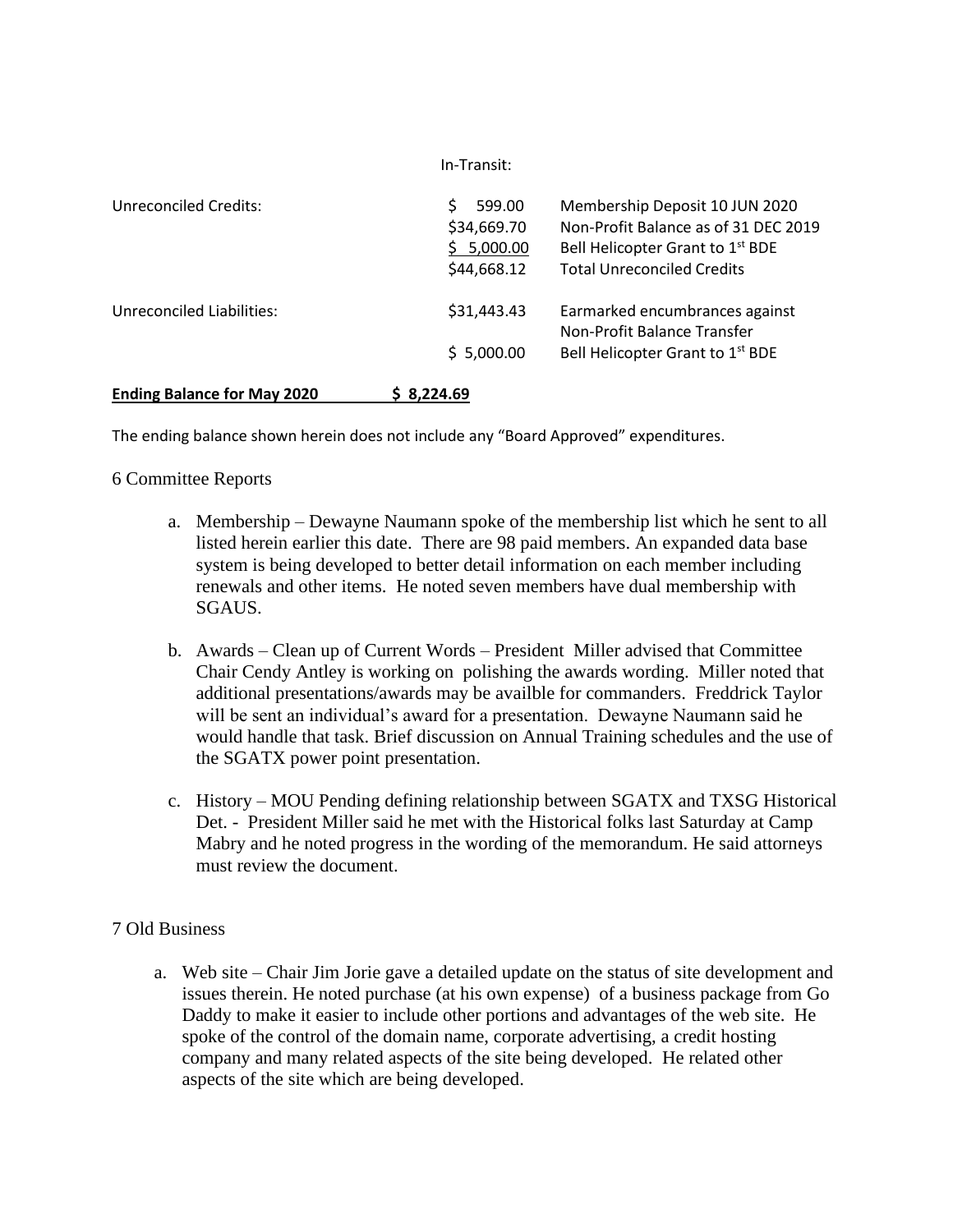| | | |
|---|---|---|
| | In-Transit: | |
| Unreconciled Credits: | $ 599.00 | Membership Deposit 10 JUN 2020 |
| | $34,669.70 | Non-Profit Balance as of 31 DEC 2019 |
| | $ 5,000.00 | Bell Helicopter Grant to 1st BDE |
| | $44,668.12 | Total Unreconciled Credits |
| Unreconciled Liabilities: | $31,443.43 | Earmarked encumbrances against Non-Profit Balance Transfer |
| | $ 5,000.00 | Bell Helicopter Grant to 1st BDE |

**Ending Balance for May 2020 $ 8,224.69**

The ending balance shown herein does not include any "Board Approved" expenditures.

6 Committee Reports

a. Membership – Dewayne Naumann spoke of the membership list which he sent to all listed herein earlier this date. There are 98 paid members. An expanded data base system is being developed to better detail information on each member including renewals and other items. He noted seven members have dual membership with SGAUS.

b. Awards – Clean up of Current Words – President Miller advised that Committee Chair Cendy Antley is working on polishing the awards wording. Miller noted that additional presentations/awards may be availble for commanders. Freddrick Taylor will be sent an individual's award for a presentation. Dewayne Naumann said he would handle that task. Brief discussion on Annual Training schedules and the use of the SGATX power point presentation.

c. History – MOU Pending defining relationship between SGATX and TXSG Historical Det. - President Miller said he met with the Historical folks last Saturday at Camp Mabry and he noted progress in the wording of the memorandum. He said attorneys must review the document.

7 Old Business

a. Web site – Chair Jim Jorie gave a detailed update on the status of site development and issues therein. He noted purchase (at his own expense) of a business package from Go Daddy to make it easier to include other portions and advantages of the web site. He spoke of the control of the domain name, corporate advertising, a credit hosting company and many related aspects of the site being developed. He related other aspects of the site which are being developed.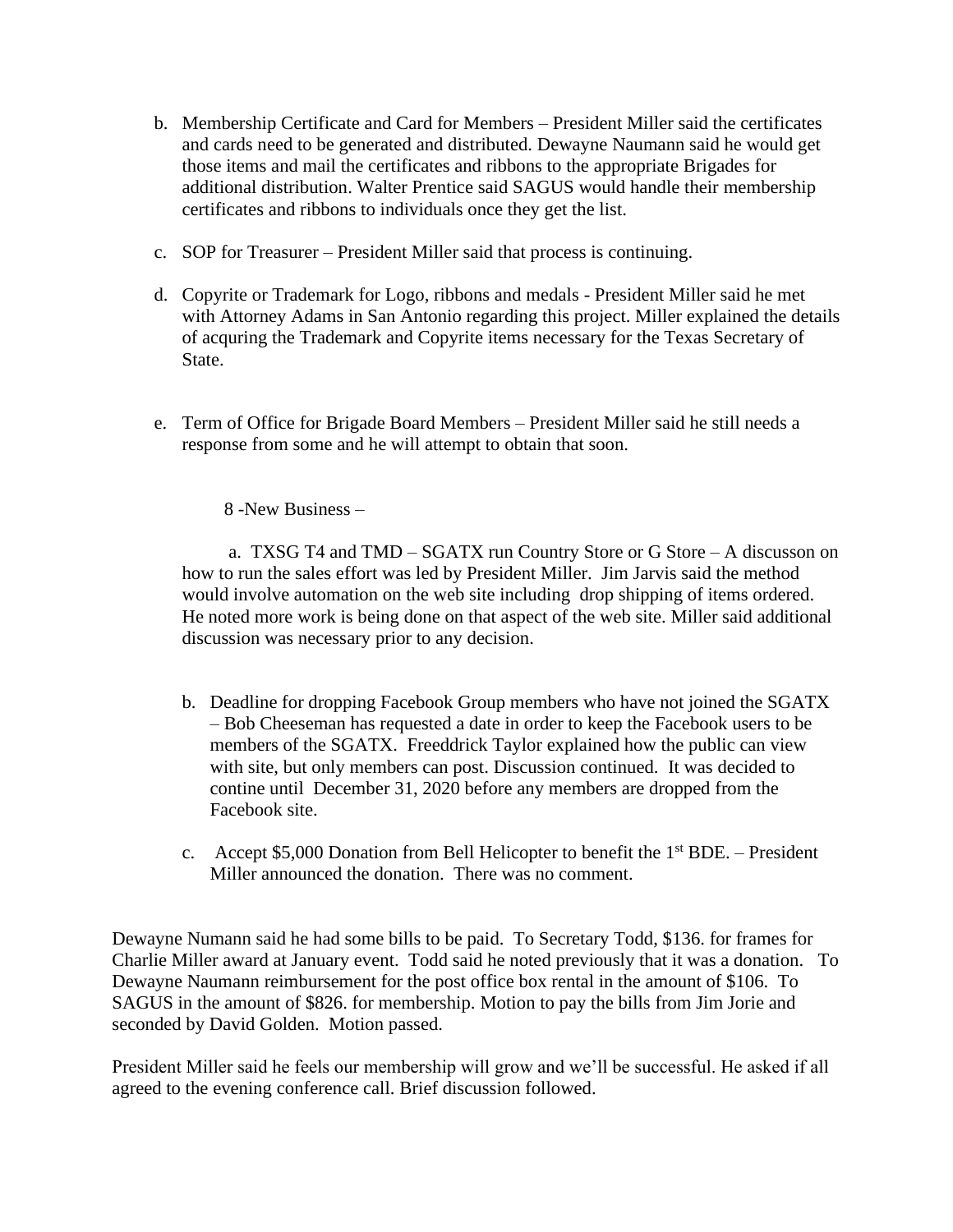b. Membership Certificate and Card for Members – President Miller said the certificates and cards need to be generated and distributed. Dewayne Naumann said he would get those items and mail the certificates and ribbons to the appropriate Brigades for additional distribution. Walter Prentice said SAGUS would handle their membership certificates and ribbons to individuals once they get the list.

c. SOP for Treasurer – President Miller said that process is continuing.

d. Copyrite or Trademark for Logo, ribbons and medals - President Miller said he met with Attorney Adams in San Antonio regarding this project. Miller explained the details of acquring the Trademark and Copyrite items necessary for the Texas Secretary of State.

e. Term of Office for Brigade Board Members – President Miller said he still needs a response from some and he will attempt to obtain that soon.

8 -New Business –

a. TXSG T4 and TMD – SGATX run Country Store or G Store – A discusson on how to run the sales effort was led by President Miller. Jim Jarvis said the method would involve automation on the web site including drop shipping of items ordered. He noted more work is being done on that aspect of the web site. Miller said additional discussion was necessary prior to any decision.

b. Deadline for dropping Facebook Group members who have not joined the SGATX – Bob Cheeseman has requested a date in order to keep the Facebook users to be members of the SGATX. Freeddrick Taylor explained how the public can view with site, but only members can post. Discussion continued. It was decided to contine until December 31, 2020 before any members are dropped from the Facebook site.

c. Accept $5,000 Donation from Bell Helicopter to benefit the 1st BDE. – President Miller announced the donation. There was no comment.

Dewayne Numann said he had some bills to be paid. To Secretary Todd, $136. for frames for Charlie Miller award at January event. Todd said he noted previously that it was a donation. To Dewayne Naumann reimbursement for the post office box rental in the amount of $106. To SAGUS in the amount of $826. for membership. Motion to pay the bills from Jim Jorie and seconded by David Golden. Motion passed.

President Miller said he feels our membership will grow and we'll be successful. He asked if all agreed to the evening conference call. Brief discussion followed.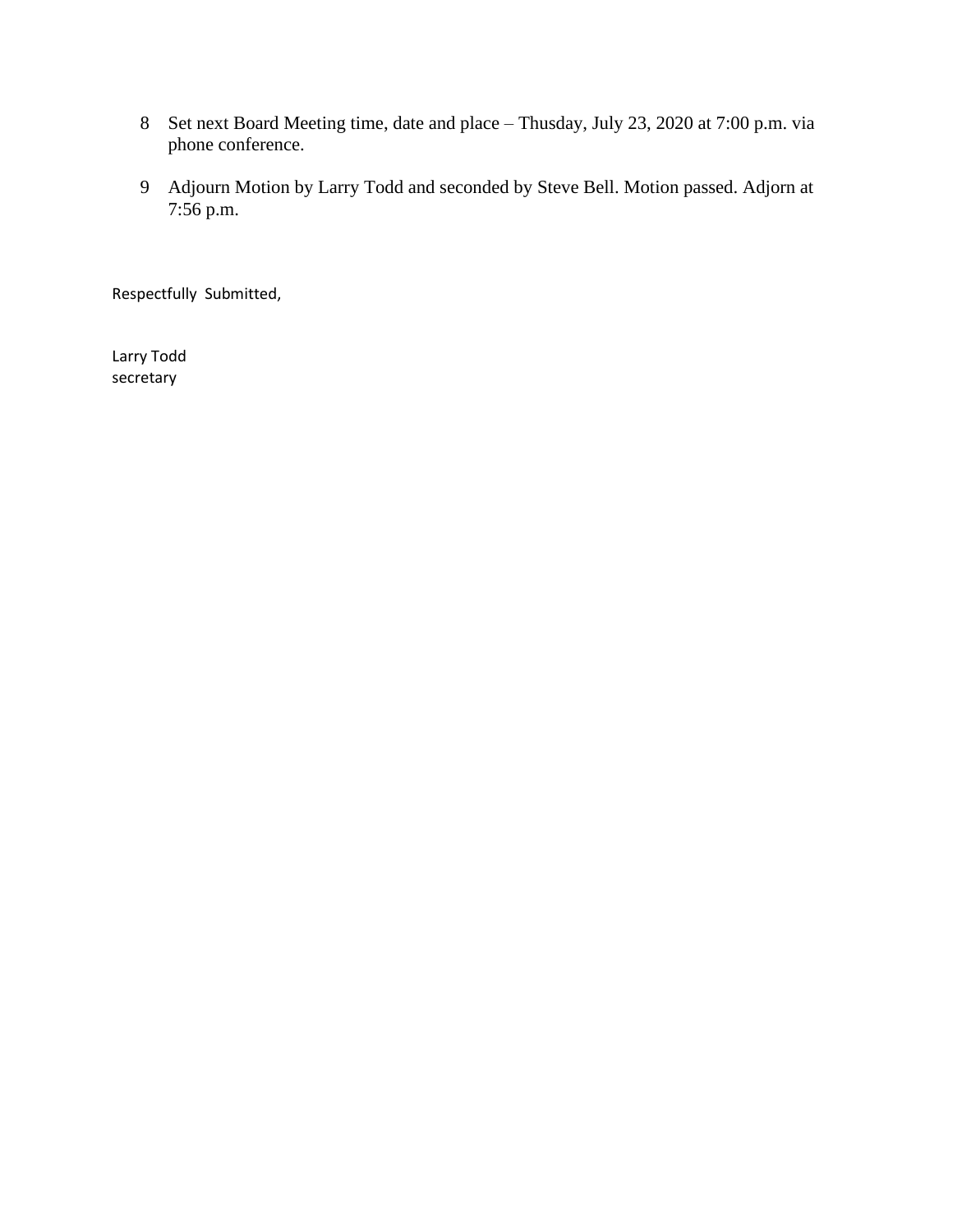8 Set next Board Meeting time, date and place – Thusday, July 23, 2020 at 7:00 p.m. via phone conference.

9 Adjourn Motion by Larry Todd and seconded by Steve Bell. Motion passed. Adjorn at 7:56 p.m.

Respectfully Submitted,

Larry Todd
secretary